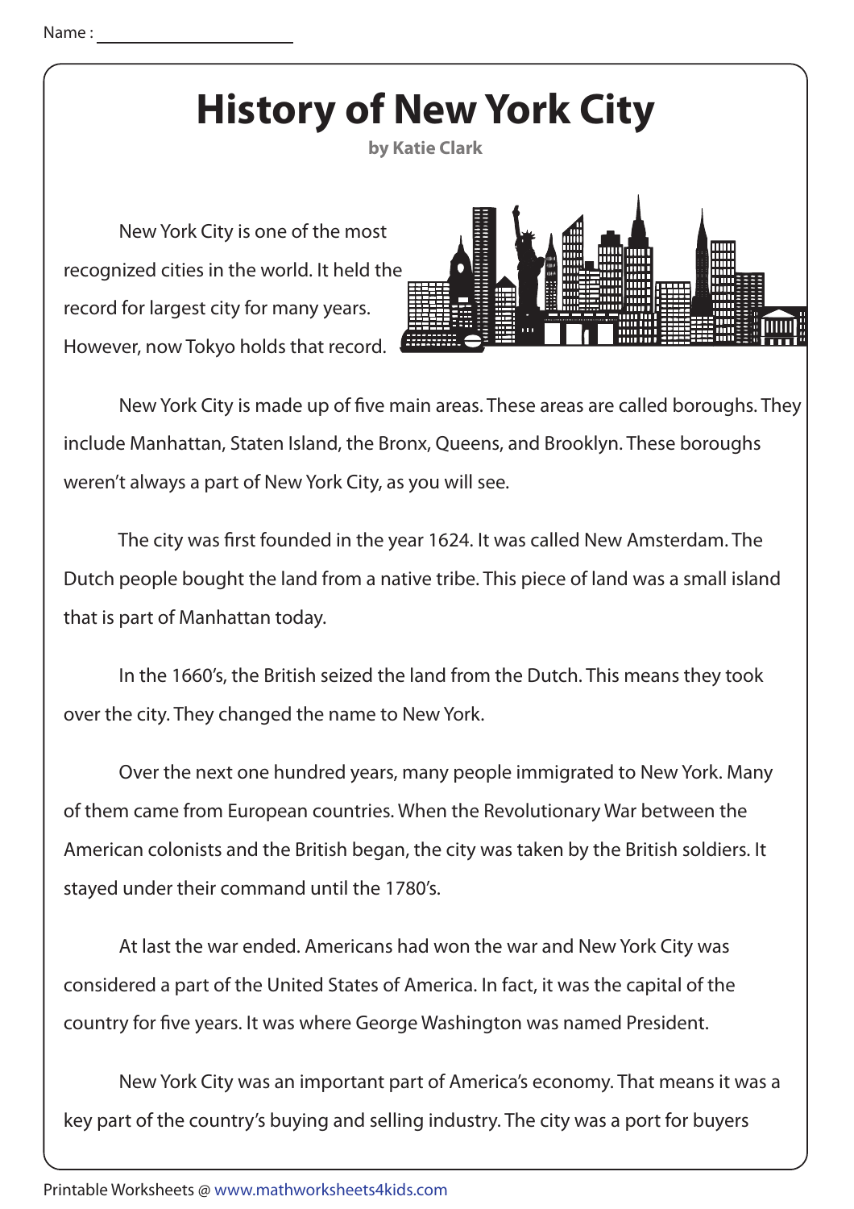Name : ____________________

# History of New York City

**by Katie Clark**

New York City is one of the most recognized cities in the world. It held the record for largest city for many years. However, now Tokyo holds that record.

New York City is made up of five main areas. These areas are called boroughs. They include Manhattan, Staten Island, the Bronx, Queens, and Brooklyn. These boroughs weren't always a part of New York City, as you will see.

The city was first founded in the year 1624. It was called New Amsterdam. The Dutch people bought the land from a native tribe. This piece of land was a small island that is part of Manhattan today.

In the 1660's, the British seized the land from the Dutch. This means they took over the city. They changed the name to New York.

Over the next one hundred years, many people immigrated to New York. Many of them came from European countries. When the Revolutionary War between the American colonists and the British began, the city was taken by the British soldiers. It stayed under their command until the 1780's.

At last the war ended. Americans had won the war and New York City was considered a part of the United States of America. In fact, it was the capital of the country for five years. It was where George Washington was named President.

New York City was an important part of America's economy. That means it was a key part of the country's buying and selling industry. The city was a port for buyers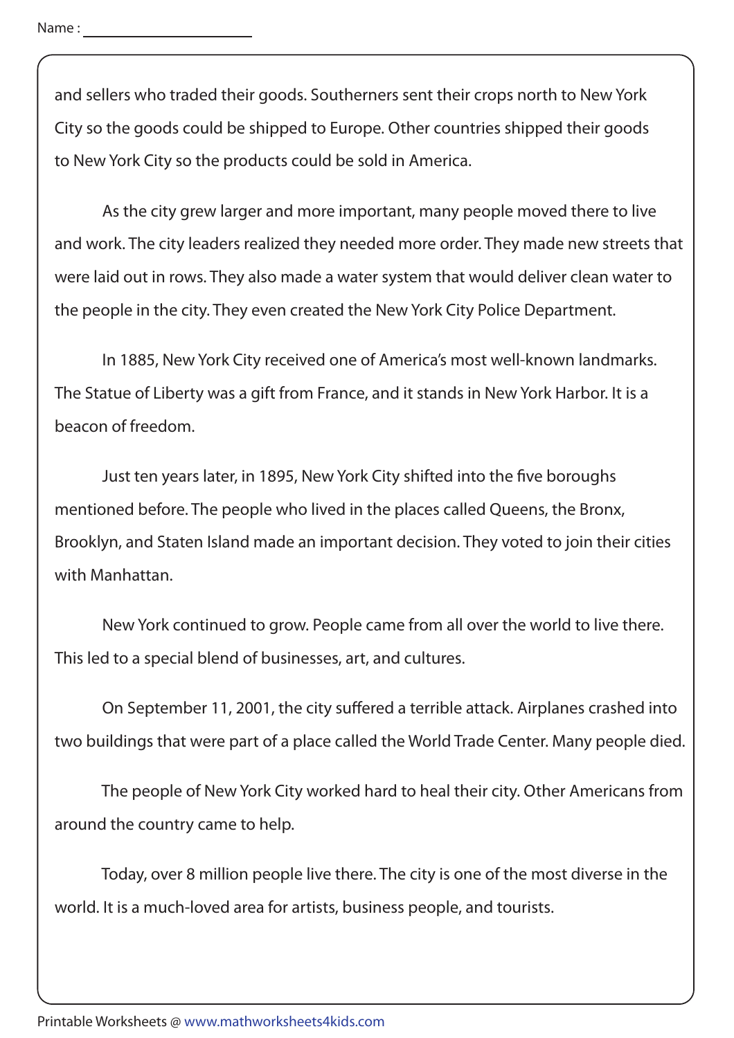Name : ______________________

and sellers who traded their goods. Southerners sent their crops north to New York City so the goods could be shipped to Europe. Other countries shipped their goods to New York City so the products could be sold in America.

As the city grew larger and more important, many people moved there to live and work. The city leaders realized they needed more order. They made new streets that were laid out in rows. They also made a water system that would deliver clean water to the people in the city. They even created the New York City Police Department.

In 1885, New York City received one of America's most well-known landmarks. The Statue of Liberty was a gift from France, and it stands in New York Harbor. It is a beacon of freedom.

Just ten years later, in 1895, New York City shifted into the five boroughs mentioned before. The people who lived in the places called Queens, the Bronx, Brooklyn, and Staten Island made an important decision. They voted to join their cities with Manhattan.

New York continued to grow. People came from all over the world to live there. This led to a special blend of businesses, art, and cultures.

On September 11, 2001, the city suffered a terrible attack. Airplanes crashed into two buildings that were part of a place called the World Trade Center. Many people died.

The people of New York City worked hard to heal their city. Other Americans from around the country came to help.

Today, over 8 million people live there. The city is one of the most diverse in the world. It is a much-loved area for artists, business people, and tourists.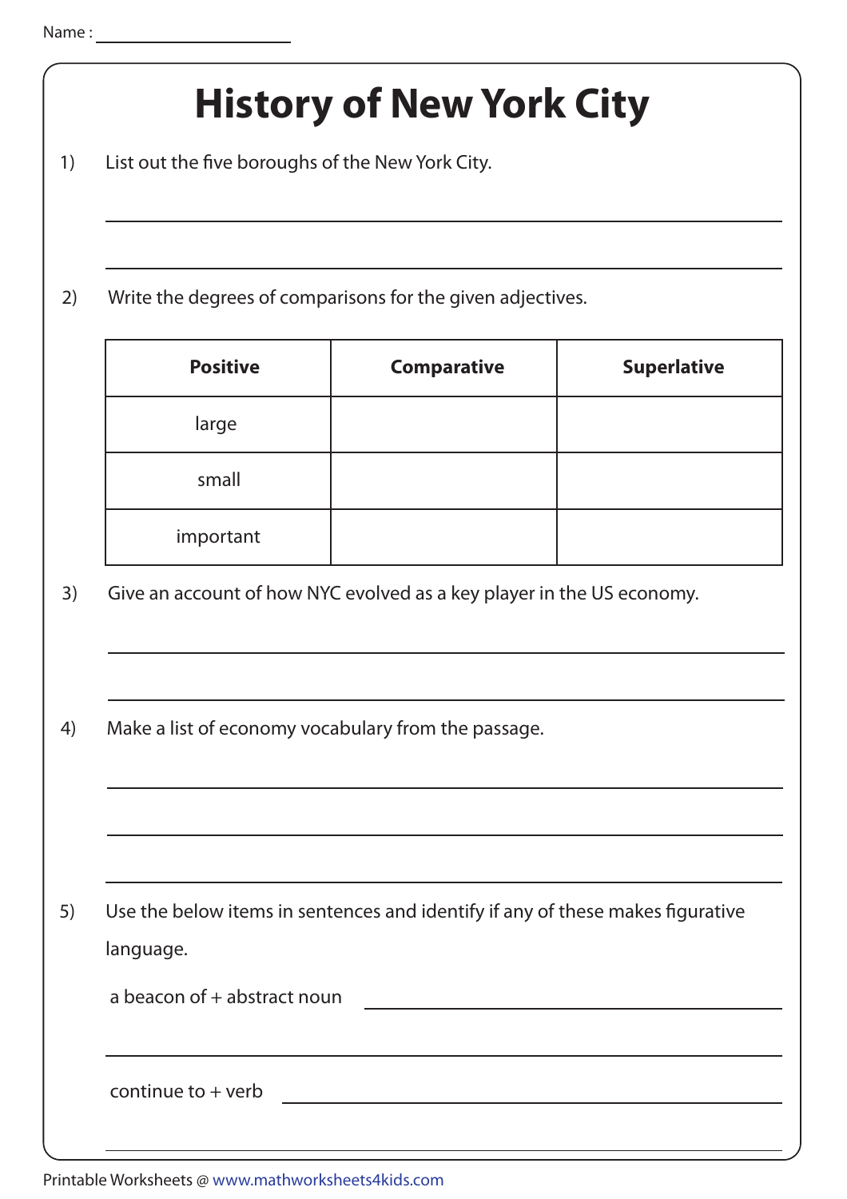Name : ______________________

# History of New York City

1) List out the five boroughs of the New York City.

______________________________________________

______________________________________________

2) Write the degrees of comparisons for the given adjectives.

| Positive | Comparative | Superlative |
|---|---|---|
| large | | |
| small | | |
| important | | |

3) Give an account of how NYC evolved as a key player in the US economy.

______________________________________________

______________________________________________

4) Make a list of economy vocabulary from the passage.

______________________________________________

______________________________________________

______________________________________________

5) Use the below items in sentences and identify if any of these makes figurative language.

a beacon of + abstract noun ______________________________

______________________________________________

continue to + verb ______________________________

______________________________________________

Printable Worksheets @ www.mathworksheets4kids.com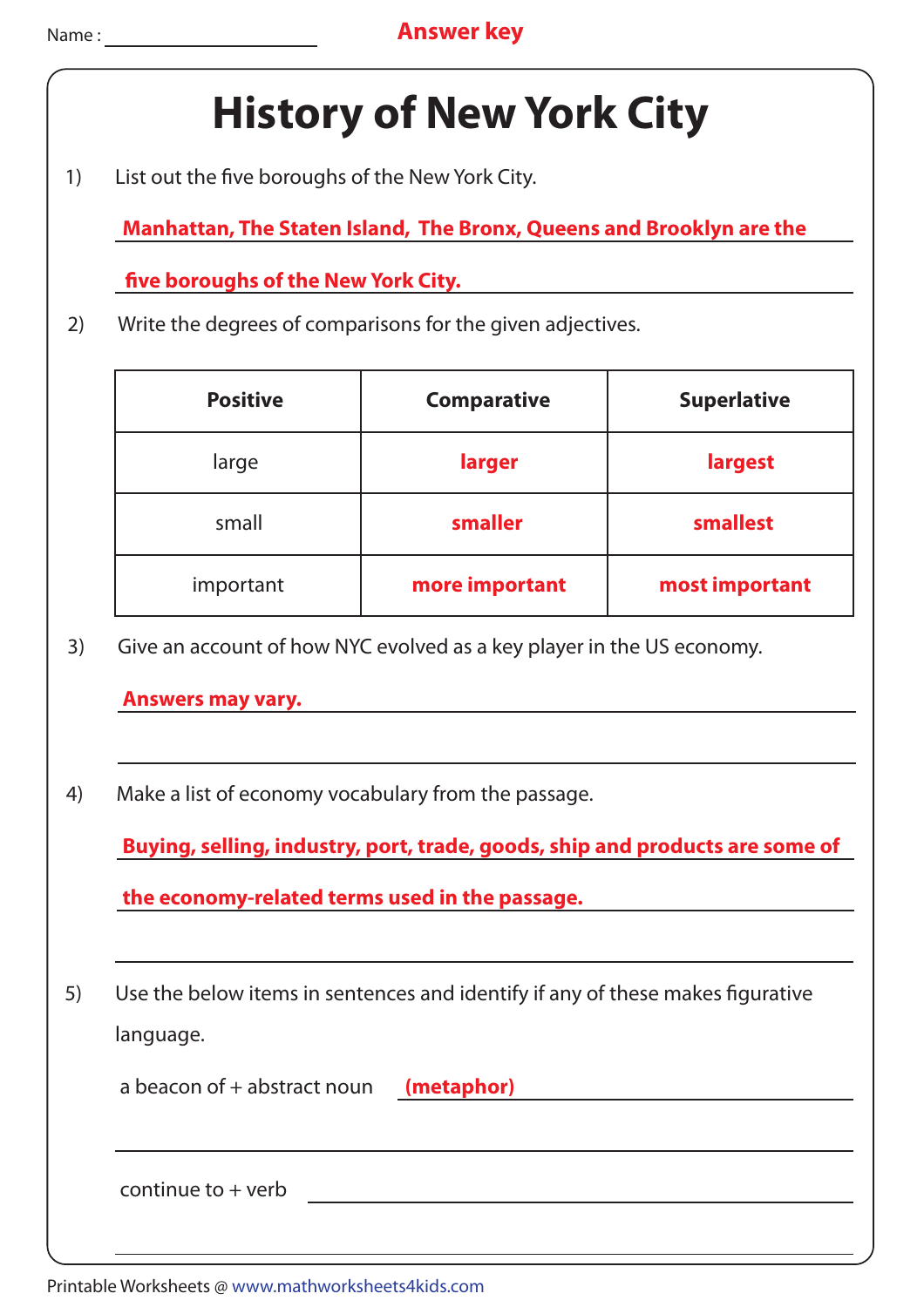Name : ______________________ **Answer key**

# History of New York City

1) List out the five boroughs of the New York City.

**Manhattan, The Staten Island, The Bronx, Queens and Brooklyn are the five boroughs of the New York City.**

2) Write the degrees of comparisons for the given adjectives.

| Positive | Comparative | Superlative |
| --- | --- | --- |
| large | **larger** | **largest** |
| small | **smaller** | **smallest** |
| important | **more important** | **most important** |

3) Give an account of how NYC evolved as a key player in the US economy.

**Answers may vary.**

4) Make a list of economy vocabulary from the passage.

**Buying, selling, industry, port, trade, goods, ship and products are some of the economy-related terms used in the passage.**

5) Use the below items in sentences and identify if any of these makes figurative language.

a beacon of + abstract noun **(metaphor)**

continue to + verb ______________________